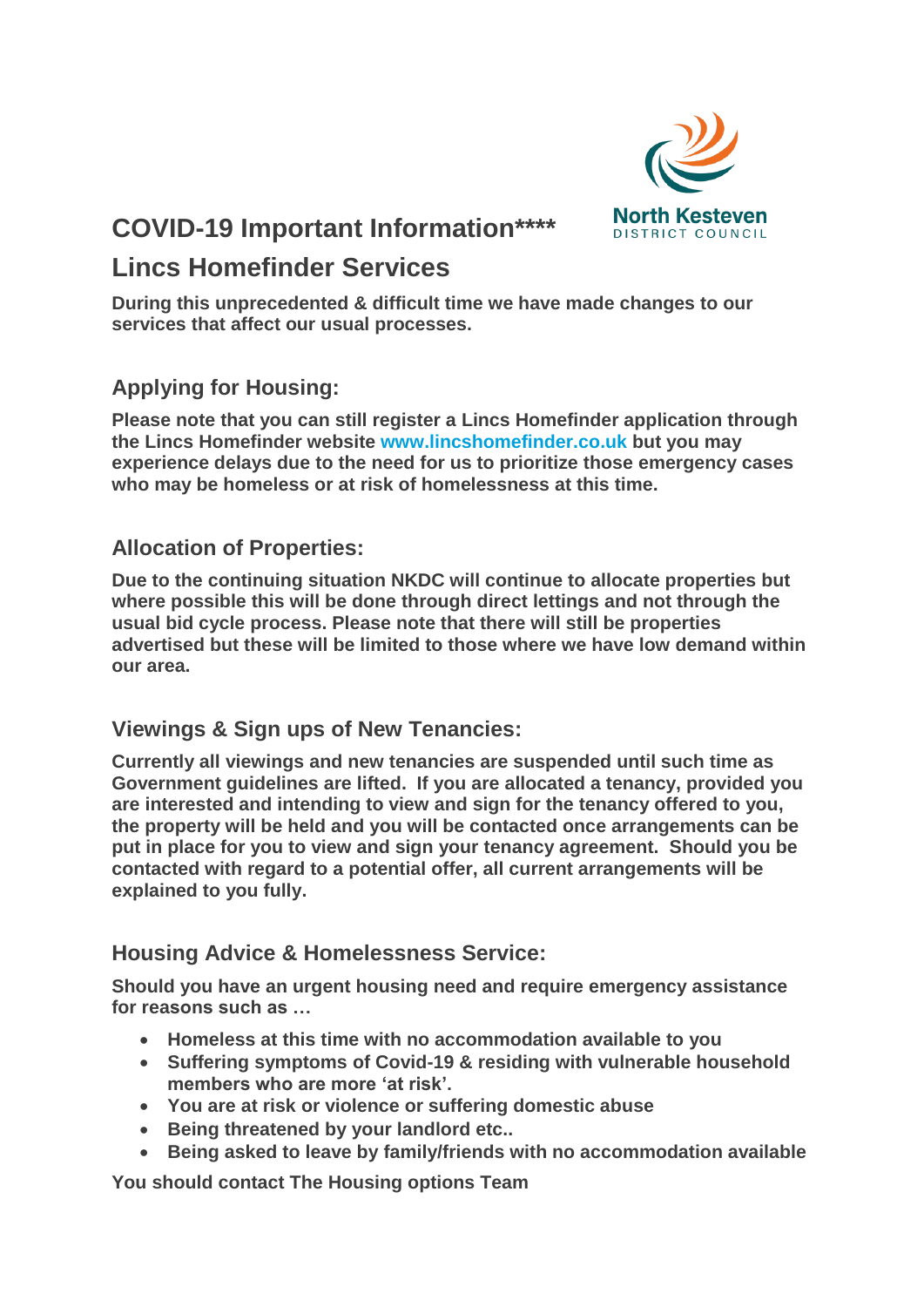North Kesteven DISTRICT COUNCIL

# COVID-19 Important Information****

# Lincs Homefinder Services

**During this unprecedented & difficult time we have made changes to our services that affect our usual processes.**

## Applying for Housing:

**Please note that you can still register a Lincs Homefinder application through the Lincs Homefinder website www.lincshomefinder.co.uk but you may experience delays due to the need for us to prioritize those emergency cases who may be homeless or at risk of homelessness at this time.**

## Allocation of Properties:

**Due to the continuing situation NKDC will continue to allocate properties but where possible this will be done through direct lettings and not through the usual bid cycle process. Please note that there will still be properties advertised but these will be limited to those where we have low demand within our area.**

## Viewings & Sign ups of New Tenancies:

**Currently all viewings and new tenancies are suspended until such time as Government guidelines are lifted. If you are allocated a tenancy, provided you are interested and intending to view and sign for the tenancy offered to you, the property will be held and you will be contacted once arrangements can be put in place for you to view and sign your tenancy agreement. Should you be contacted with regard to a potential offer, all current arrangements will be explained to you fully.**

## Housing Advice & Homelessness Service:

**Should you have an urgent housing need and require emergency assistance for reasons such as …**

- **Homeless at this time with no accommodation available to you**
- **Suffering symptoms of Covid-19 & residing with vulnerable household members who are more 'at risk'.**
- **You are at risk or violence or suffering domestic abuse**
- **Being threatened by your landlord etc..**
- **Being asked to leave by family/friends with no accommodation available**

**You should contact The Housing options Team**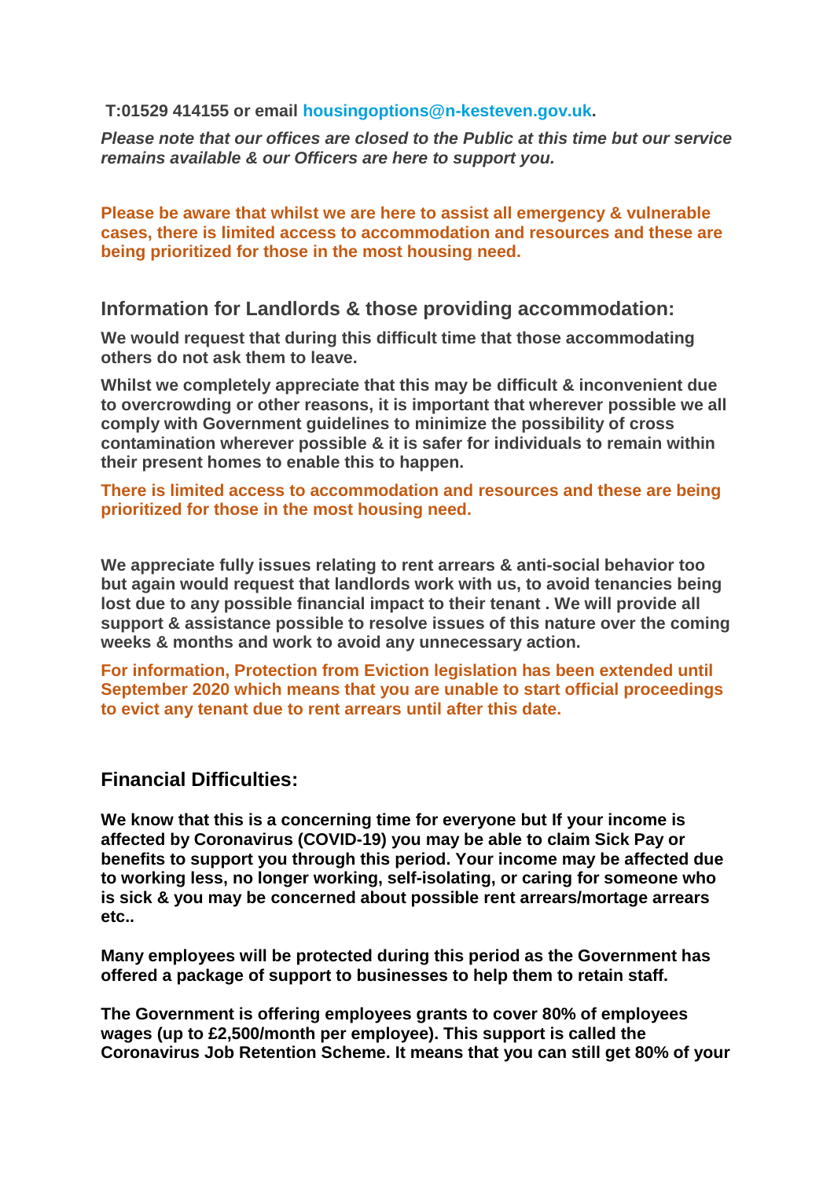**T:01529 414155 or email housingoptions@n-kesteven.gov.uk.**

***Please note that our offices are closed to the Public at this time but our service remains available & our Officers are here to support you.***

**Please be aware that whilst we are here to assist all emergency & vulnerable cases, there is limited access to accommodation and resources and these are being prioritized for those in the most housing need.**

## Information for Landlords & those providing accommodation:

**We would request that during this difficult time that those accommodating others do not ask them to leave.**

**Whilst we completely appreciate that this may be difficult & inconvenient due to overcrowding or other reasons, it is important that wherever possible we all comply with Government guidelines to minimize the possibility of cross contamination wherever possible & it is safer for individuals to remain within their present homes to enable this to happen.**

**There is limited access to accommodation and resources and these are being prioritized for those in the most housing need.**

**We appreciate fully issues relating to rent arrears & anti-social behavior too but again would request that landlords work with us, to avoid tenancies being lost due to any possible financial impact to their tenant . We will provide all support & assistance possible to resolve issues of this nature over the coming weeks & months and work to avoid any unnecessary action.**

**For information, Protection from Eviction legislation has been extended until September 2020 which means that you are unable to start official proceedings to evict any tenant due to rent arrears until after this date.**

## Financial Difficulties:

**We know that this is a concerning time for everyone but If your income is affected by Coronavirus (COVID-19) you may be able to claim Sick Pay or benefits to support you through this period. Your income may be affected due to working less, no longer working, self-isolating, or caring for someone who is sick & you may be concerned about possible rent arrears/mortage arrears etc..**

**Many employees will be protected during this period as the Government has offered a package of support to businesses to help them to retain staff.**

**The Government is offering employees grants to cover 80% of employees wages (up to £2,500/month per employee). This support is called the Coronavirus Job Retention Scheme. It means that you can still get 80% of your**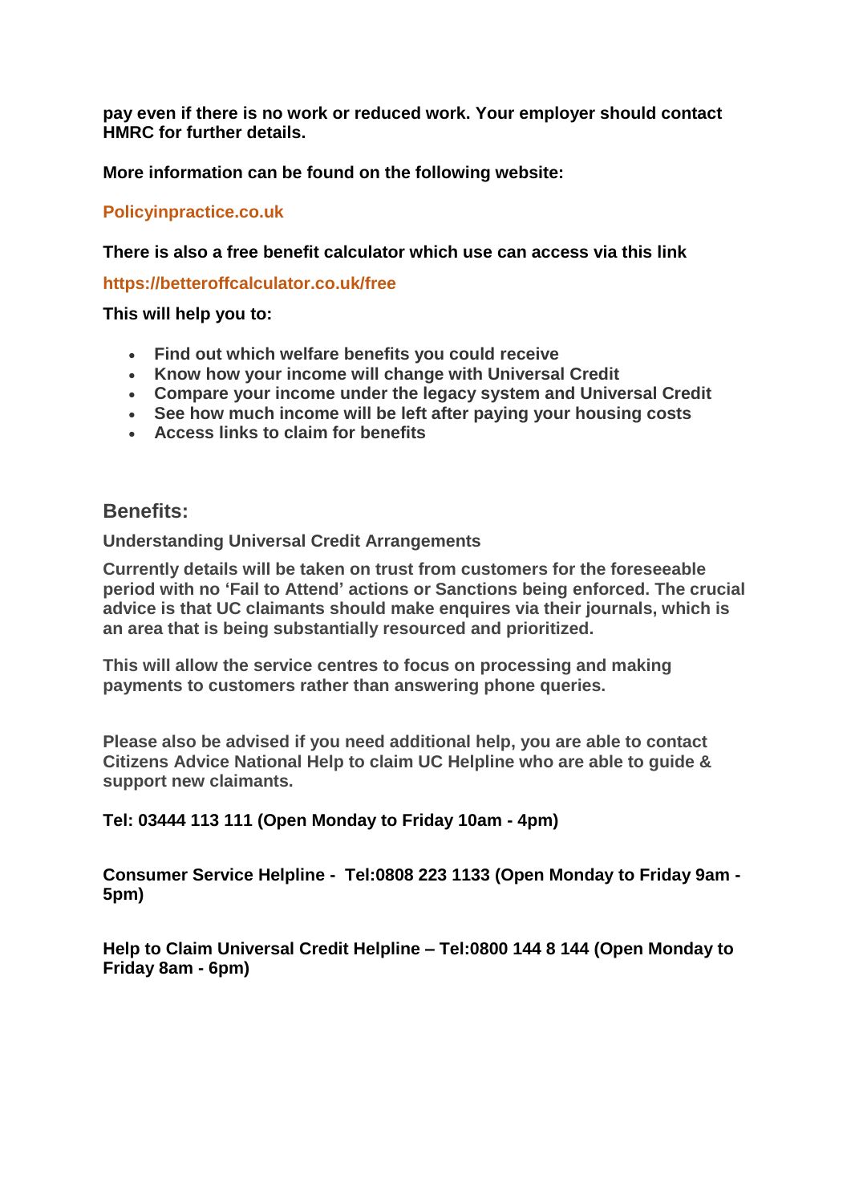**pay even if there is no work or reduced work. Your employer should contact HMRC for further details.**

**More information can be found on the following website:**

**Policyinpractice.co.uk**

**There is also a free benefit calculator which use can access via this link**

**https://betteroffcalculator.co.uk/free**

**This will help you to:**

- **Find out which welfare benefits you could receive**
- **Know how your income will change with Universal Credit**
- **Compare your income under the legacy system and Universal Credit**
- **See how much income will be left after paying your housing costs**
- **Access links to claim for benefits**

## Benefits:

**Understanding Universal Credit Arrangements**

**Currently details will be taken on trust from customers for the foreseeable period with no 'Fail to Attend' actions or Sanctions being enforced. The crucial advice is that UC claimants should make enquires via their journals, which is an area that is being substantially resourced and prioritized.**

**This will allow the service centres to focus on processing and making payments to customers rather than answering phone queries.**

**Please also be advised if you need additional help, you are able to contact Citizens Advice National Help to claim UC Helpline who are able to guide & support new claimants.**

**Tel: 03444 113 111 (Open Monday to Friday 10am - 4pm)**

**Consumer Service Helpline - Tel:0808 223 1133 (Open Monday to Friday 9am - 5pm)**

**Help to Claim Universal Credit Helpline – Tel:0800 144 8 144 (Open Monday to Friday 8am - 6pm)**